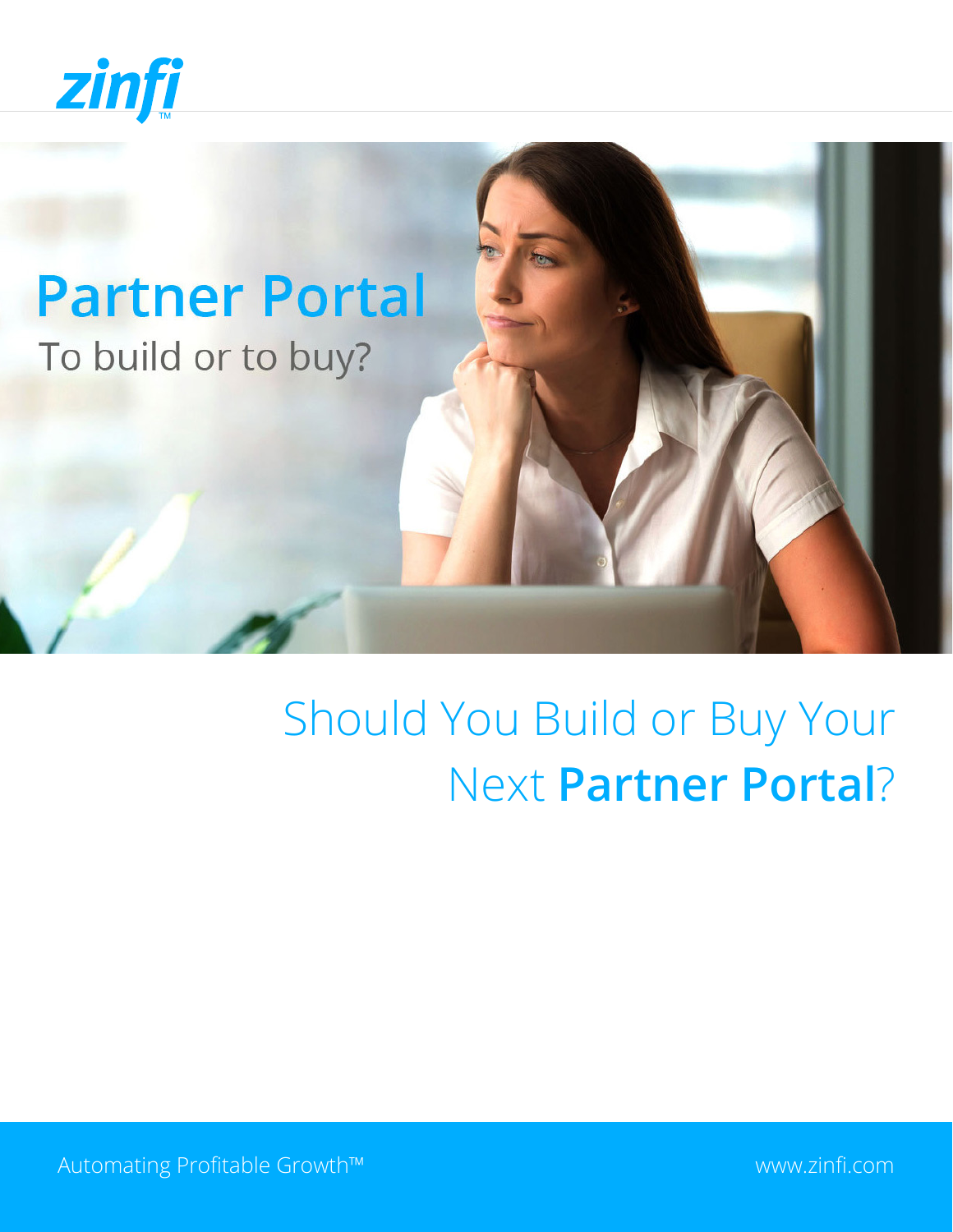zinfi™

# Partner Portal

To build or to buy?

## Should You Build or Buy Your Next **Partner Portal**?

Automating Profitable Growth™

www.zinfi.com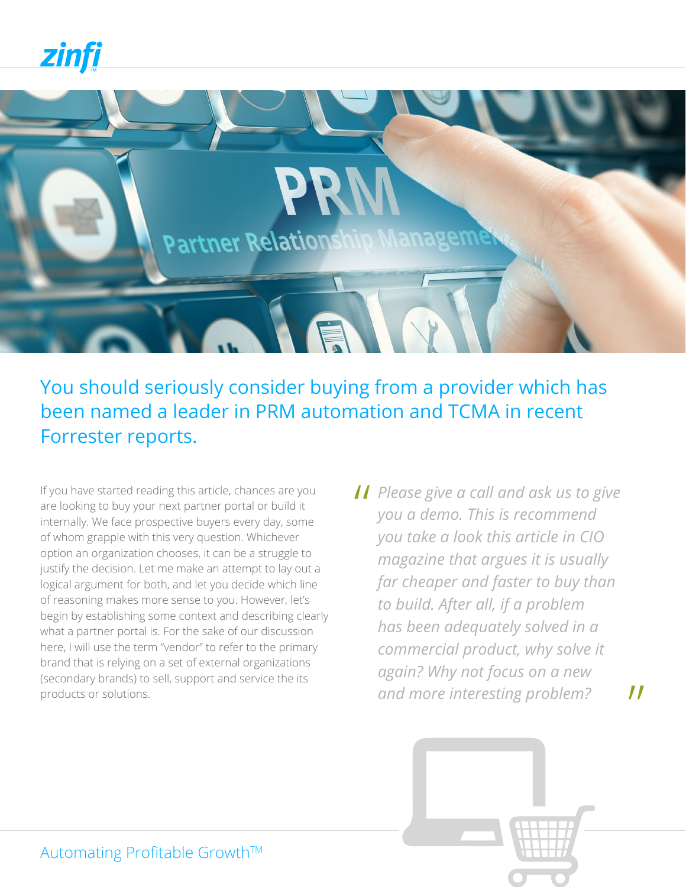## You should seriously consider buying from a provider which has been named a leader in PRM automation and TCMA in recent Forrester reports.

If you have started reading this article, chances are you are looking to buy your next partner portal or build it internally. We face prospective buyers every day, some of whom grapple with this very question. Whichever option an organization chooses, it can be a struggle to justify the decision. Let me make an attempt to lay out a logical argument for both, and let you decide which line of reasoning makes more sense to you. However, let's begin by establishing some context and describing clearly what a partner portal is. For the sake of our discussion here, I will use the term "vendor" to refer to the primary brand that is relying on a set of external organizations (secondary brands) to sell, support and service the its products or solutions.

> *Please give a call and ask us to give you a demo. This is recommend you take a look this article in CIO magazine that argues it is usually far cheaper and faster to buy than to build. After all, if a problem has been adequately solved in a commercial product, why solve it again? Why not focus on a new and more interesting problem?*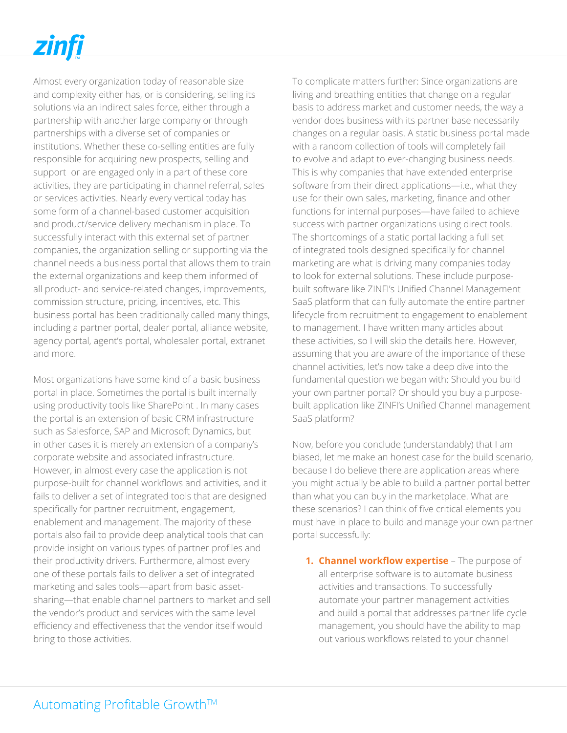Almost every organization today of reasonable size and complexity either has, or is considering, selling its solutions via an indirect sales force, either through a partnership with another large company or through partnerships with a diverse set of companies or institutions. Whether these co-selling entities are fully responsible for acquiring new prospects, selling and support or are engaged only in a part of these core activities, they are participating in channel referral, sales or services activities. Nearly every vertical today has some form of a channel-based customer acquisition and product/service delivery mechanism in place. To successfully interact with this external set of partner companies, the organization selling or supporting via the channel needs a business portal that allows them to train the external organizations and keep them informed of all product- and service-related changes, improvements, commission structure, pricing, incentives, etc. This business portal has been traditionally called many things, including a partner portal, dealer portal, alliance website, agency portal, agent's portal, wholesaler portal, extranet and more.

Most organizations have some kind of a basic business portal in place. Sometimes the portal is built internally using productivity tools like SharePoint . In many cases the portal is an extension of basic CRM infrastructure such as Salesforce, SAP and Microsoft Dynamics, but in other cases it is merely an extension of a company's corporate website and associated infrastructure. However, in almost every case the application is not purpose-built for channel workflows and activities, and it fails to deliver a set of integrated tools that are designed specifically for partner recruitment, engagement, enablement and management. The majority of these portals also fail to provide deep analytical tools that can provide insight on various types of partner profiles and their productivity drivers. Furthermore, almost every one of these portals fails to deliver a set of integrated marketing and sales tools—apart from basic asset-sharing—that enable channel partners to market and sell the vendor's product and services with the same level efficiency and effectiveness that the vendor itself would bring to those activities.

To complicate matters further: Since organizations are living and breathing entities that change on a regular basis to address market and customer needs, the way a vendor does business with its partner base necessarily changes on a regular basis. A static business portal made with a random collection of tools will completely fail to evolve and adapt to ever-changing business needs. This is why companies that have extended enterprise software from their direct applications—i.e., what they use for their own sales, marketing, finance and other functions for internal purposes—have failed to achieve success with partner organizations using direct tools. The shortcomings of a static portal lacking a full set of integrated tools designed specifically for channel marketing are what is driving many companies today to look for external solutions. These include purpose-built software like ZINFI's Unified Channel Management SaaS platform that can fully automate the entire partner lifecycle from recruitment to engagement to enablement to management. I have written many articles about these activities, so I will skip the details here. However, assuming that you are aware of the importance of these channel activities, let's now take a deep dive into the fundamental question we began with: Should you build your own partner portal? Or should you buy a purpose-built application like ZINFI's Unified Channel management SaaS platform?

Now, before you conclude (understandably) that I am biased, let me make an honest case for the build scenario, because I do believe there are application areas where you might actually be able to build a partner portal better than what you can buy in the marketplace. What are these scenarios? I can think of five critical elements you must have in place to build and manage your own partner portal successfully:

1. **Channel workflow expertise** – The purpose of all enterprise software is to automate business activities and transactions. To successfully automate your partner management activities and build a portal that addresses partner life cycle management, you should have the ability to map out various workflows related to your channel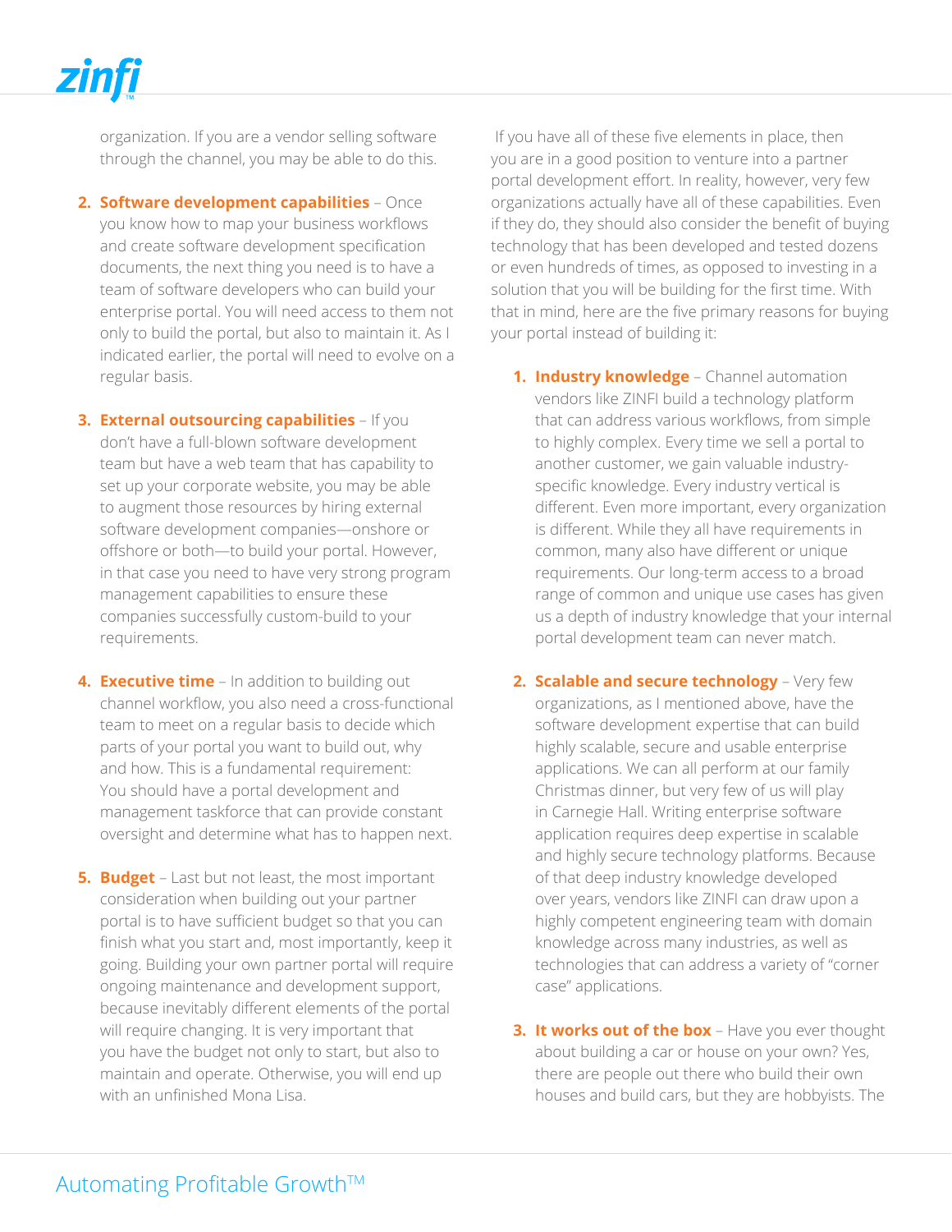organization. If you are a vendor selling software through the channel, you may be able to do this.

2. **Software development capabilities** – Once you know how to map your business workflows and create software development specification documents, the next thing you need is to have a team of software developers who can build your enterprise portal. You will need access to them not only to build the portal, but also to maintain it. As I indicated earlier, the portal will need to evolve on a regular basis.

3. **External outsourcing capabilities** – If you don't have a full-blown software development team but have a web team that has capability to set up your corporate website, you may be able to augment those resources by hiring external software development companies—onshore or offshore or both—to build your portal. However, in that case you need to have very strong program management capabilities to ensure these companies successfully custom-build to your requirements.

4. **Executive time** – In addition to building out channel workflow, you also need a cross-functional team to meet on a regular basis to decide which parts of your portal you want to build out, why and how. This is a fundamental requirement: You should have a portal development and management taskforce that can provide constant oversight and determine what has to happen next.

5. **Budget** – Last but not least, the most important consideration when building out your partner portal is to have sufficient budget so that you can finish what you start and, most importantly, keep it going. Building your own partner portal will require ongoing maintenance and development support, because inevitably different elements of the portal will require changing. It is very important that you have the budget not only to start, but also to maintain and operate. Otherwise, you will end up with an unfinished Mona Lisa.

If you have all of these five elements in place, then you are in a good position to venture into a partner portal development effort. In reality, however, very few organizations actually have all of these capabilities. Even if they do, they should also consider the benefit of buying technology that has been developed and tested dozens or even hundreds of times, as opposed to investing in a solution that you will be building for the first time. With that in mind, here are the five primary reasons for buying your portal instead of building it:

1. **Industry knowledge** – Channel automation vendors like ZINFI build a technology platform that can address various workflows, from simple to highly complex. Every time we sell a portal to another customer, we gain valuable industry-specific knowledge. Every industry vertical is different. Even more important, every organization is different. While they all have requirements in common, many also have different or unique requirements. Our long-term access to a broad range of common and unique use cases has given us a depth of industry knowledge that your internal portal development team can never match.

2. **Scalable and secure technology** – Very few organizations, as I mentioned above, have the software development expertise that can build highly scalable, secure and usable enterprise applications. We can all perform at our family Christmas dinner, but very few of us will play in Carnegie Hall. Writing enterprise software application requires deep expertise in scalable and highly secure technology platforms. Because of that deep industry knowledge developed over years, vendors like ZINFI can draw upon a highly competent engineering team with domain knowledge across many industries, as well as technologies that can address a variety of "corner case" applications.

3. **It works out of the box** – Have you ever thought about building a car or house on your own? Yes, there are people out there who build their own houses and build cars, but they are hobbyists. The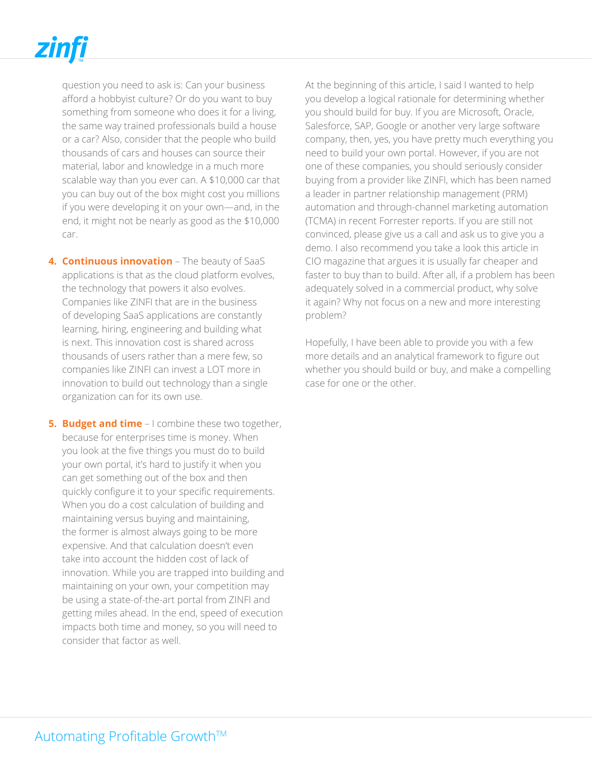question you need to ask is: Can your business afford a hobbyist culture? Or do you want to buy something from someone who does it for a living, the same way trained professionals build a house or a car? Also, consider that the people who build thousands of cars and houses can source their material, labor and knowledge in a much more scalable way than you ever can. A $10,000 car that you can buy out of the box might cost you millions if you were developing it on your own—and, in the end, it might not be nearly as good as the $10,000 car.

4. **Continuous innovation** – The beauty of SaaS applications is that as the cloud platform evolves, the technology that powers it also evolves. Companies like ZINFI that are in the business of developing SaaS applications are constantly learning, hiring, engineering and building what is next. This innovation cost is shared across thousands of users rather than a mere few, so companies like ZINFI can invest a LOT more in innovation to build out technology than a single organization can for its own use.

5. **Budget and time** – I combine these two together, because for enterprises time is money. When you look at the five things you must do to build your own portal, it's hard to justify it when you can get something out of the box and then quickly configure it to your specific requirements. When you do a cost calculation of building and maintaining versus buying and maintaining, the former is almost always going to be more expensive. And that calculation doesn't even take into account the hidden cost of lack of innovation. While you are trapped into building and maintaining on your own, your competition may be using a state-of-the-art portal from ZINFI and getting miles ahead. In the end, speed of execution impacts both time and money, so you will need to consider that factor as well.

At the beginning of this article, I said I wanted to help you develop a logical rationale for determining whether you should build for buy. If you are Microsoft, Oracle, Salesforce, SAP, Google or another very large software company, then, yes, you have pretty much everything you need to build your own portal. However, if you are not one of these companies, you should seriously consider buying from a provider like ZINFI, which has been named a leader in partner relationship management (PRM) automation and through-channel marketing automation (TCMA) in recent Forrester reports. If you are still not convinced, please give us a call and ask us to give you a demo. I also recommend you take a look this article in CIO magazine that argues it is usually far cheaper and faster to buy than to build. After all, if a problem has been adequately solved in a commercial product, why solve it again? Why not focus on a new and more interesting problem?

Hopefully, I have been able to provide you with a few more details and an analytical framework to figure out whether you should build or buy, and make a compelling case for one or the other.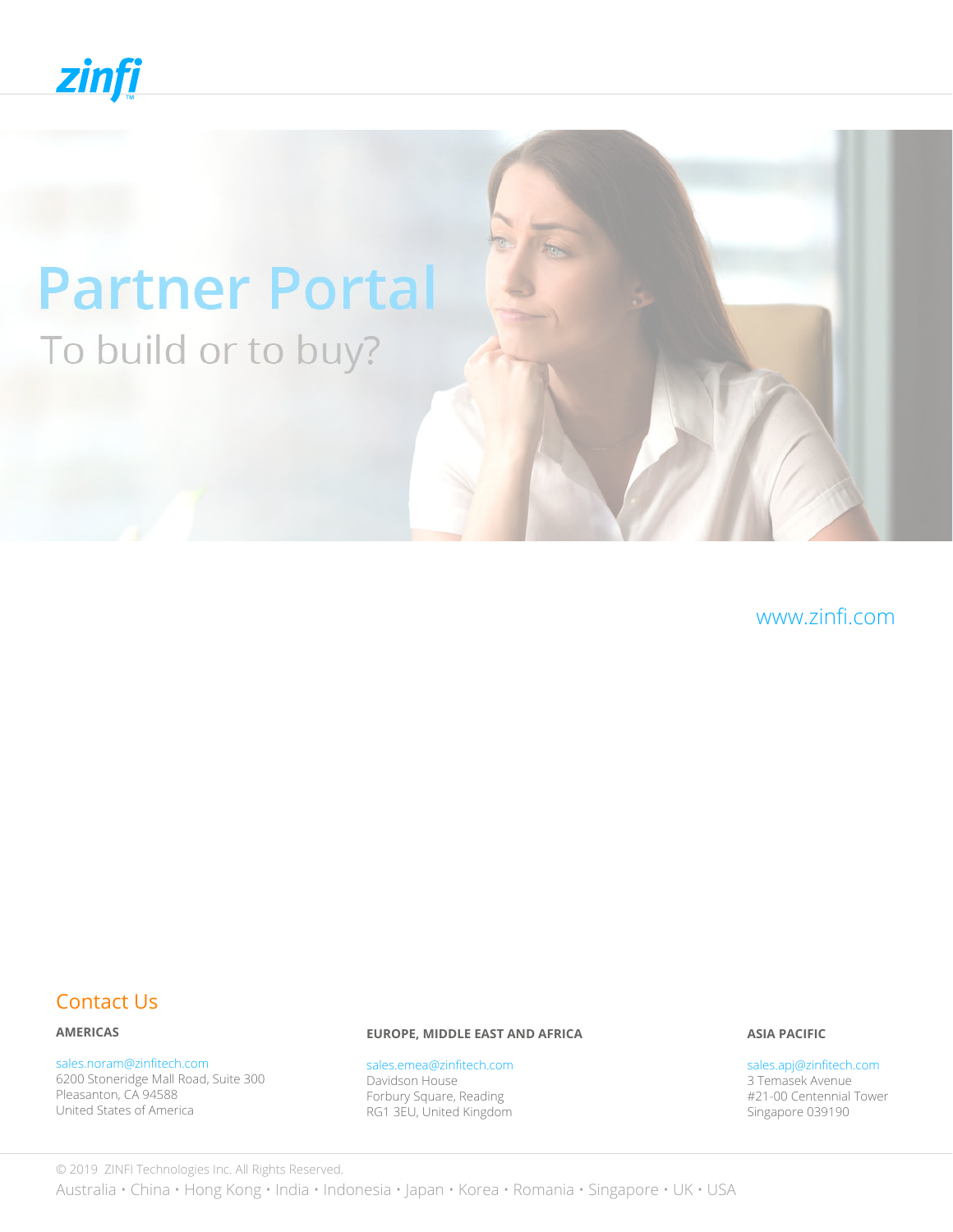zinfi

# Partner Portal

## To build or to buy?

www.zinfi.com

## Contact Us

**AMERICAS**

sales.noram@zinfitech.com
6200 Stoneridge Mall Road, Suite 300
Pleasanton, CA 94588
United States of America

**EUROPE, MIDDLE EAST AND AFRICA**

sales.emea@zinfitech.com
Davidson House
Forbury Square, Reading
RG1 3EU, United Kingdom

**ASIA PACIFIC**

sales.apj@zinfitech.com
3 Temasek Avenue
#21-00 Centennial Tower
Singapore 039190

© 2019 ZINFI Technologies Inc. All Rights Reserved.

Australia • China • Hong Kong • India • Indonesia • Japan • Korea • Romania • Singapore • UK • USA